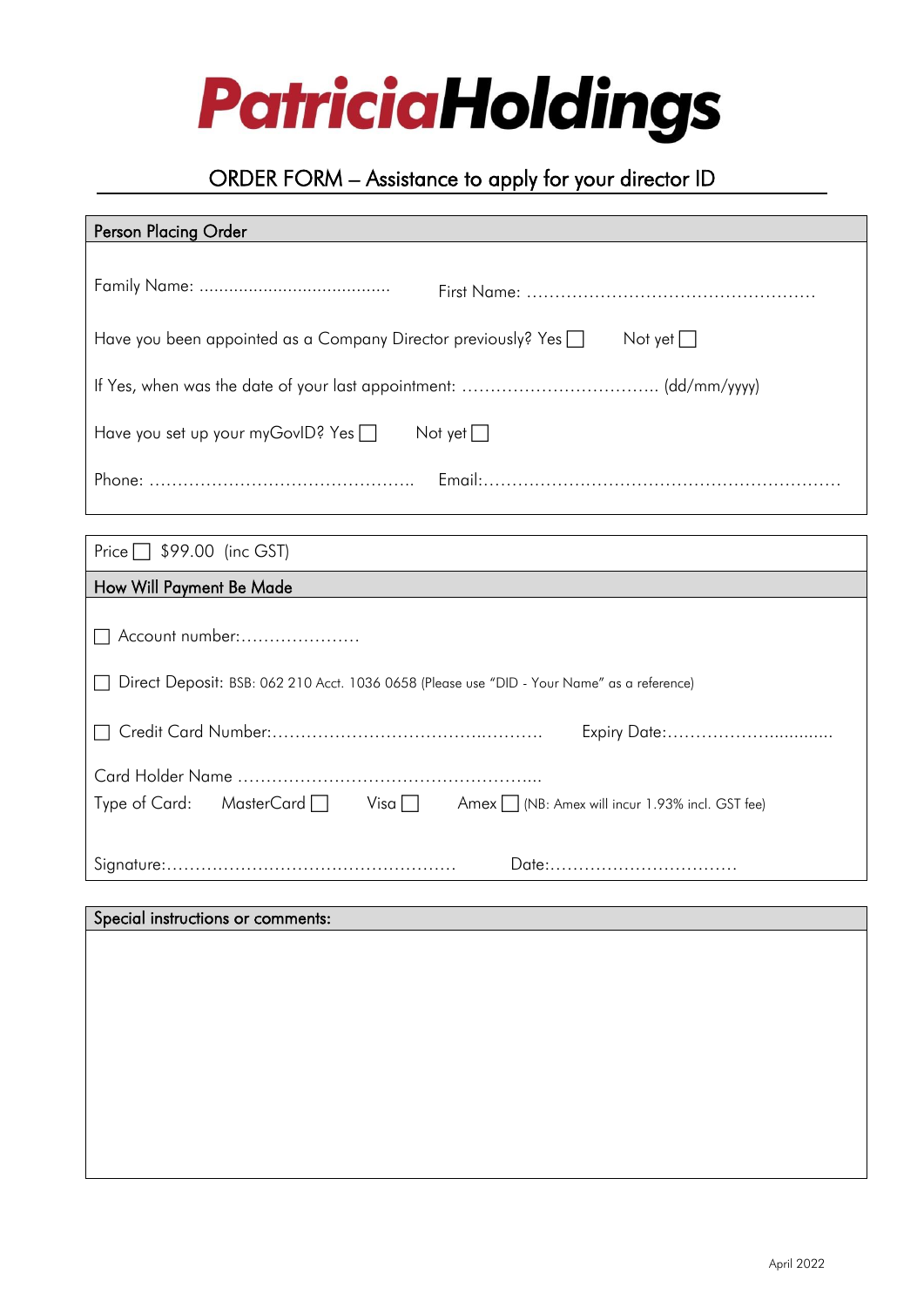# PatriciaHoldings

## ORDER FORM – Assistance to apply for your director ID

### Person Placing Order

Family Name: ......................................  First Name: ……………………………………………

Have you been appointed as a Company Director previously? Yes ☐  Not yet ☐

If Yes, when was the date of your last appointment: …………………………….. (dd/mm/yyyy)

Have you set up your myGovID? Yes ☐  Not yet ☐

Phone: ………………………………………..  Email:………………………………………………………

Price ☐ $99.00 (inc GST)

### How Will Payment Be Made

☐ Account number:…………………

☐ Direct Deposit: BSB: 062 210 Acct. 1036 0658 (Please use "DID - Your Name" as a reference)

☐ Credit Card Number:…………………………………..……….  Expiry Date:……………….............

Card Holder Name …………………………………………….....

Type of Card: MasterCard ☐  Visa ☐  Amex ☐ (NB: Amex will incur 1.93% incl. GST fee)

Signature:…………………………………………….  Date:……………………………

### Special instructions or comments:

April 2022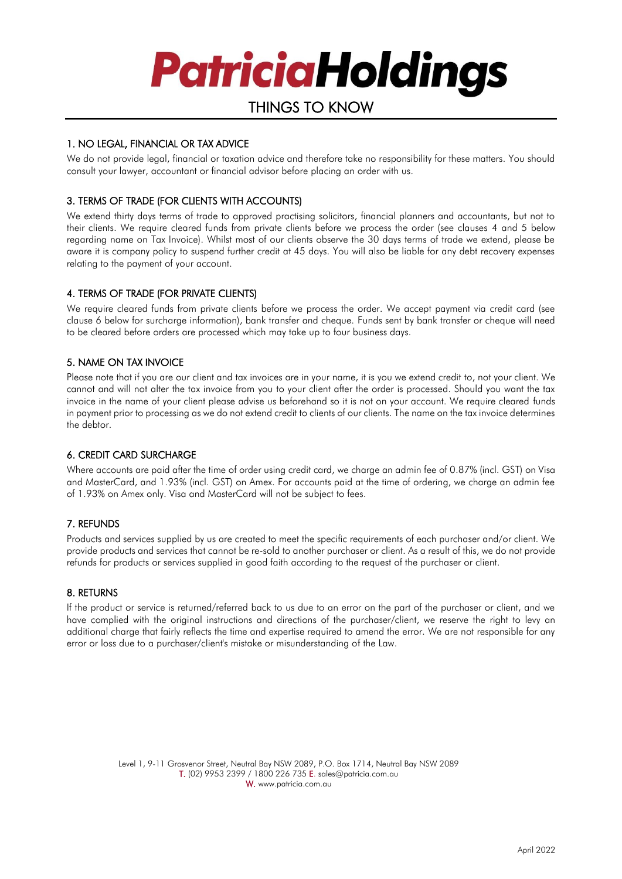# PatriciaHoldings

## THINGS TO KNOW

### 1. NO LEGAL, FINANCIAL OR TAX ADVICE

We do not provide legal, financial or taxation advice and therefore take no responsibility for these matters. You should consult your lawyer, accountant or financial advisor before placing an order with us.

### 3. TERMS OF TRADE (FOR CLIENTS WITH ACCOUNTS)

We extend thirty days terms of trade to approved practising solicitors, financial planners and accountants, but not to their clients. We require cleared funds from private clients before we process the order (see clauses 4 and 5 below regarding name on Tax Invoice). Whilst most of our clients observe the 30 days terms of trade we extend, please be aware it is company policy to suspend further credit at 45 days. You will also be liable for any debt recovery expenses relating to the payment of your account.

### 4. TERMS OF TRADE (FOR PRIVATE CLIENTS)

We require cleared funds from private clients before we process the order. We accept payment via credit card (see clause 6 below for surcharge information), bank transfer and cheque. Funds sent by bank transfer or cheque will need to be cleared before orders are processed which may take up to four business days.

### 5. NAME ON TAX INVOICE

Please note that if you are our client and tax invoices are in your name, it is you we extend credit to, not your client. We cannot and will not alter the tax invoice from you to your client after the order is processed. Should you want the tax invoice in the name of your client please advise us beforehand so it is not on your account. We require cleared funds in payment prior to processing as we do not extend credit to clients of our clients. The name on the tax invoice determines the debtor.

### 6. CREDIT CARD SURCHARGE

Where accounts are paid after the time of order using credit card, we charge an admin fee of 0.87% (incl. GST) on Visa and MasterCard, and 1.93% (incl. GST) on Amex. For accounts paid at the time of ordering, we charge an admin fee of 1.93% on Amex only. Visa and MasterCard will not be subject to fees.

### 7. REFUNDS

Products and services supplied by us are created to meet the specific requirements of each purchaser and/or client. We provide products and services that cannot be re-sold to another purchaser or client. As a result of this, we do not provide refunds for products or services supplied in good faith according to the request of the purchaser or client.

### 8. RETURNS

If the product or service is returned/referred back to us due to an error on the part of the purchaser or client, and we have complied with the original instructions and directions of the purchaser/client, we reserve the right to levy an additional charge that fairly reflects the time and expertise required to amend the error. We are not responsible for any error or loss due to a purchaser/client's mistake or misunderstanding of the Law.

Level 1, 9-11 Grosvenor Street, Neutral Bay NSW 2089, P.O. Box 1714, Neutral Bay NSW 2089
T. (02) 9953 2399 / 1800 226 735 E. sales@patricia.com.au
W. www.patricia.com.au

April 2022